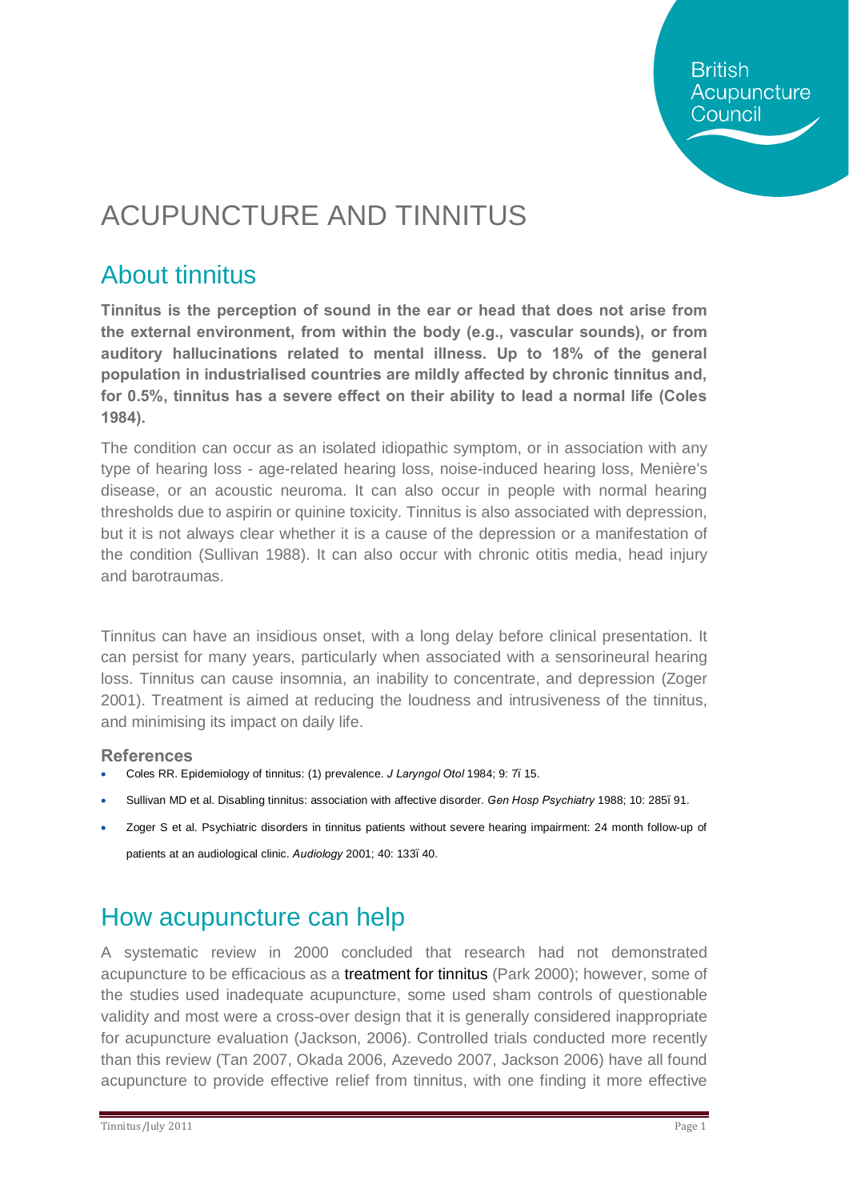British Acupuncture Council

# ACUPUNCTURE AND TINNITUS

## About tinnitus

**Tinnitus is the perception of sound in the ear or head that does not arise from the external environment, from within the body (e.g., vascular sounds), or from auditory hallucinations related to mental illness. Up to 18% of the general population in industrialised countries are mildly affected by chronic tinnitus and, for 0.5%, tinnitus has a severe effect on their ability to lead a normal life (Coles 1984).**

The condition can occur as an isolated idiopathic symptom, or in association with any type of hearing loss - age-related hearing loss, noise-induced hearing loss, Menière's disease, or an acoustic neuroma. It can also occur in people with normal hearing thresholds due to aspirin or quinine toxicity. Tinnitus is also associated with depression, but it is not always clear whether it is a cause of the depression or a manifestation of the condition (Sullivan 1988). It can also occur with chronic otitis media, head injury and barotraumas.

Tinnitus can have an insidious onset, with a long delay before clinical presentation. It can persist for many years, particularly when associated with a sensorineural hearing loss. Tinnitus can cause insomnia, an inability to concentrate, and depression (Zoger 2001). Treatment is aimed at reducing the loudness and intrusiveness of the tinnitus, and minimising its impact on daily life.

### References

- Coles RR. Epidemiology of tinnitus: (1) prevalence. *J Laryngol Otol* 1984; 9: 7ï 15.
- Sullivan MD et al. Disabling tinnitus: association with affective disorder. *Gen Hosp Psychiatry* 1988; 10: 285ï 91.
- Zoger S et al. Psychiatric disorders in tinnitus patients without severe hearing impairment: 24 month follow-up of patients at an audiological clinic. *Audiology* 2001; 40: 133ï 40.

## How acupuncture can help

A systematic review in 2000 concluded that research had not demonstrated acupuncture to be efficacious as a treatment for tinnitus (Park 2000); however, some of the studies used inadequate acupuncture, some used sham controls of questionable validity and most were a cross-over design that it is generally considered inappropriate for acupuncture evaluation (Jackson, 2006). Controlled trials conducted more recently than this review (Tan 2007, Okada 2006, Azevedo 2007, Jackson 2006) have all found acupuncture to provide effective relief from tinnitus, with one finding it more effective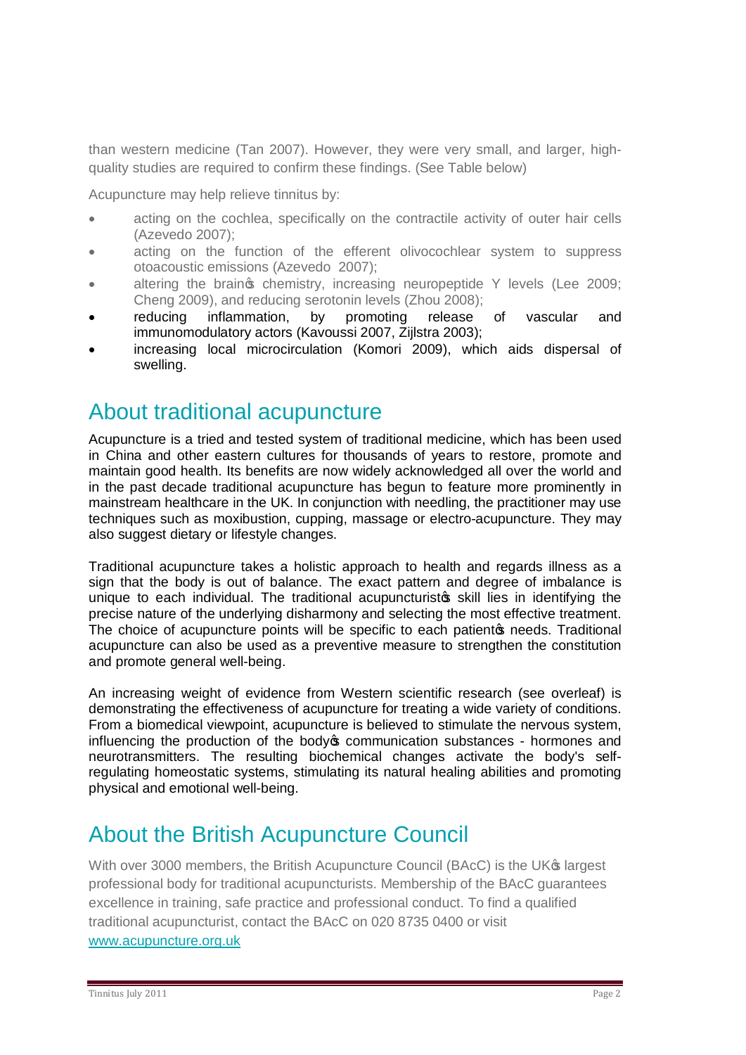than western medicine (Tan 2007). However, they were very small, and larger, high-quality studies are required to confirm these findings. (See Table below)

Acupuncture may help relieve tinnitus by:

- acting on the cochlea, specifically on the contractile activity of outer hair cells (Azevedo 2007);
- acting on the function of the efferent olivocochlear system to suppress otoacoustic emissions (Azevedo 2007);
- altering the brain's chemistry, increasing neuropeptide Y levels (Lee 2009; Cheng 2009), and reducing serotonin levels (Zhou 2008);
- reducing inflammation, by promoting release of vascular and immunomodulatory actors (Kavoussi 2007, Zijlstra 2003);
- increasing local microcirculation (Komori 2009), which aids dispersal of swelling.

## About traditional acupuncture

Acupuncture is a tried and tested system of traditional medicine, which has been used in China and other eastern cultures for thousands of years to restore, promote and maintain good health. Its benefits are now widely acknowledged all over the world and in the past decade traditional acupuncture has begun to feature more prominently in mainstream healthcare in the UK. In conjunction with needling, the practitioner may use techniques such as moxibustion, cupping, massage or electro-acupuncture. They may also suggest dietary or lifestyle changes.

Traditional acupuncture takes a holistic approach to health and regards illness as a sign that the body is out of balance. The exact pattern and degree of imbalance is unique to each individual. The traditional acupuncturist's skill lies in identifying the precise nature of the underlying disharmony and selecting the most effective treatment. The choice of acupuncture points will be specific to each patient's needs. Traditional acupuncture can also be used as a preventive measure to strengthen the constitution and promote general well-being.

An increasing weight of evidence from Western scientific research (see overleaf) is demonstrating the effectiveness of acupuncture for treating a wide variety of conditions. From a biomedical viewpoint, acupuncture is believed to stimulate the nervous system, influencing the production of the body's communication substances - hormones and neurotransmitters. The resulting biochemical changes activate the body's self-regulating homeostatic systems, stimulating its natural healing abilities and promoting physical and emotional well-being.

## About the British Acupuncture Council

With over 3000 members, the British Acupuncture Council (BAcC) is the UK's largest professional body for traditional acupuncturists. Membership of the BAcC guarantees excellence in training, safe practice and professional conduct. To find a qualified traditional acupuncturist, contact the BAcC on 020 8735 0400 or visit [www.acupuncture.org.uk](http://www.acupuncture.org.uk)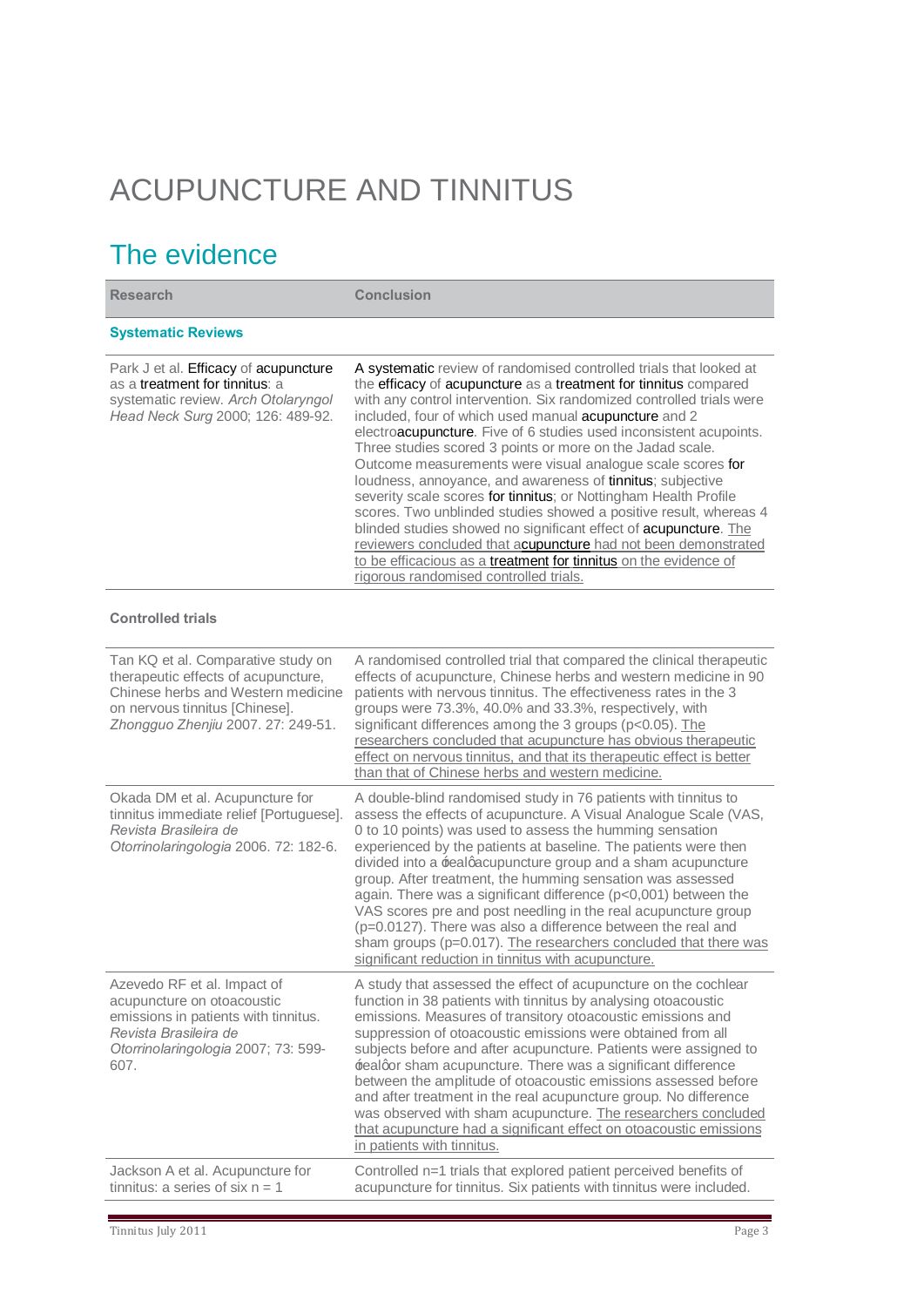# ACUPUNCTURE AND TINNITUS

## The evidence

| Research | Conclusion |
|---|---|
| **Systematic Reviews** | |
| Park J et al. Efficacy of acupuncture as a treatment for tinnitus: a systematic review. *Arch Otolaryngol Head Neck Surg* 2000; 126: 489-92. | A systematic review of randomised controlled trials that looked at the efficacy of acupuncture as a treatment for tinnitus compared with any control intervention. Six randomized controlled trials were included, four of which used manual acupuncture and 2 electroacupuncture. Five of 6 studies used inconsistent acupoints. Three studies scored 3 points or more on the Jadad scale. Outcome measurements were visual analogue scale scores for loudness, annoyance, and awareness of tinnitus; subjective severity scale scores for tinnitus; or Nottingham Health Profile scores. Two unblinded studies showed a positive result, whereas 4 blinded studies showed no significant effect of acupuncture. The reviewers concluded that acupuncture had not been demonstrated to be efficacious as a treatment for tinnitus on the evidence of rigorous randomised controlled trials. |
| **Controlled trials** | |
| Tan KQ et al. Comparative study on therapeutic effects of acupuncture, Chinese herbs and Western medicine on nervous tinnitus [Chinese]. *Zhongguo Zhenjiu* 2007. 27: 249-51. | A randomised controlled trial that compared the clinical therapeutic effects of acupuncture, Chinese herbs and western medicine in 90 patients with nervous tinnitus. The effectiveness rates in the 3 groups were 73.3%, 40.0% and 33.3%, respectively, with significant differences among the 3 groups ($p<0.05$). The researchers concluded that acupuncture has obvious therapeutic effect on nervous tinnitus, and that its therapeutic effect is better than that of Chinese herbs and western medicine. |
| Okada DM et al. Acupuncture for tinnitus immediate relief [Portuguese]. *Revista Brasileira de Otorrinolaringologia* 2006. 72: 182-6. | A double-blind randomised study in 76 patients with tinnitus to assess the effects of acupuncture. A Visual Analogue Scale (VAS, 0 to 10 points) was used to assess the humming sensation experienced by the patients at baseline. The patients were then divided into a 'real' acupuncture group and a sham acupuncture group. After treatment, the humming sensation was assessed again. There was a significant difference ($p<0{,}001$) between the VAS scores pre and post needling in the real acupuncture group ($p=0.0127$). There was also a difference between the real and sham groups ($p=0.017$). The researchers concluded that there was significant reduction in tinnitus with acupuncture. |
| Azevedo RF et al. Impact of acupuncture on otoacoustic emissions in patients with tinnitus. *Revista Brasileira de Otorrinolaringologia* 2007; 73: 599-607. | A study that assessed the effect of acupuncture on the cochlear function in 38 patients with tinnitus by analysing otoacoustic emissions. Measures of transitory otoacoustic emissions and suppression of otoacoustic emissions were obtained from all subjects before and after acupuncture. Patients were assigned to 'real' or sham acupuncture. There was a significant difference between the amplitude of otoacoustic emissions assessed before and after treatment in the real acupuncture group. No difference was observed with sham acupuncture. The researchers concluded that acupuncture had a significant effect on otoacoustic emissions in patients with tinnitus. |
| Jackson A et al. Acupuncture for tinnitus: a series of six n = 1 | Controlled n=1 trials that explored patient perceived benefits of acupuncture for tinnitus. Six patients with tinnitus were included. |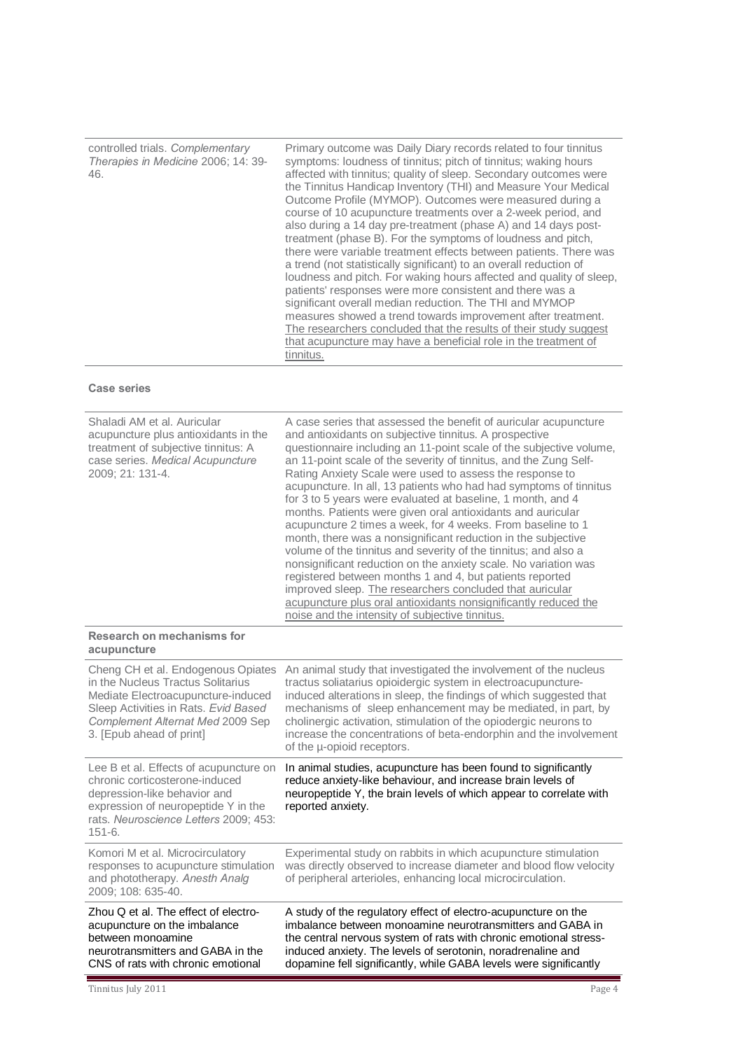| | |
|---|---|
| controlled trials. *Complementary Therapies in Medicine* 2006; 14: 39-46. | Primary outcome was Daily Diary records related to four tinnitus symptoms: loudness of tinnitus; pitch of tinnitus; waking hours affected with tinnitus; quality of sleep. Secondary outcomes were the Tinnitus Handicap Inventory (THI) and Measure Your Medical Outcome Profile (MYMOP). Outcomes were measured during a course of 10 acupuncture treatments over a 2-week period, and also during a 14 day pre-treatment (phase A) and 14 days post-treatment (phase B). For the symptoms of loudness and pitch, there were variable treatment effects between patients. There was a trend (not statistically significant) to an overall reduction of loudness and pitch. For waking hours affected and quality of sleep, patients' responses were more consistent and there was a significant overall median reduction. The THI and MYMOP measures showed a trend towards improvement after treatment. The researchers concluded that the results of their study suggest that acupuncture may have a beneficial role in the treatment of tinnitus. |

**Case series**

| | |
|---|---|
| Shaladi AM et al. Auricular acupuncture plus antioxidants in the treatment of subjective tinnitus: A case series. *Medical Acupuncture* 2009; 21: 131-4. | A case series that assessed the benefit of auricular acupuncture and antioxidants on subjective tinnitus. A prospective questionnaire including an 11-point scale of the subjective volume, an 11-point scale of the severity of tinnitus, and the Zung Self-Rating Anxiety Scale were used to assess the response to acupuncture. In all, 13 patients who had had symptoms of tinnitus for 3 to 5 years were evaluated at baseline, 1 month, and 4 months. Patients were given oral antioxidants and auricular acupuncture 2 times a week, for 4 weeks. From baseline to 1 month, there was a nonsignificant reduction in the subjective volume of the tinnitus and severity of the tinnitus; and also a nonsignificant reduction on the anxiety scale. No variation was registered between months 1 and 4, but patients reported improved sleep. The researchers concluded that auricular acupuncture plus oral antioxidants nonsignificantly reduced the noise and the intensity of subjective tinnitus. |
| **Research on mechanisms for acupuncture** | |
| Cheng CH et al. Endogenous Opiates in the Nucleus Tractus Solitarius Mediate Electroacupuncture-induced Sleep Activities in Rats. *Evid Based Complement Alternat Med* 2009 Sep 3. [Epub ahead of print] | An animal study that investigated the involvement of the nucleus tractus soliatarius opioidergic system in electroacupuncture-induced alterations in sleep, the findings of which suggested that mechanisms of sleep enhancement may be mediated, in part, by cholinergic activation, stimulation of the opiodergic neurons to increase the concentrations of beta-endorphin and the involvement of the µ-opioid receptors. |
| Lee B et al. Effects of acupuncture on chronic corticosterone-induced depression-like behavior and expression of neuropeptide Y in the rats. *Neuroscience Letters* 2009; 453: 151-6. | In animal studies, acupuncture has been found to significantly reduce anxiety-like behaviour, and increase brain levels of neuropeptide Y, the brain levels of which appear to correlate with reported anxiety. |
| Komori M et al. Microcirculatory responses to acupuncture stimulation and phototherapy. *Anesth Analg* 2009; 108: 635-40. | Experimental study on rabbits in which acupuncture stimulation was directly observed to increase diameter and blood flow velocity of peripheral arterioles, enhancing local microcirculation. |
| Zhou Q et al. The effect of electro-acupuncture on the imbalance between monoamine neurotransmitters and GABA in the CNS of rats with chronic emotional | A study of the regulatory effect of electro-acupuncture on the imbalance between monoamine neurotransmitters and GABA in the central nervous system of rats with chronic emotional stress-induced anxiety. The levels of serotonin, noradrenaline and dopamine fell significantly, while GABA levels were significantly |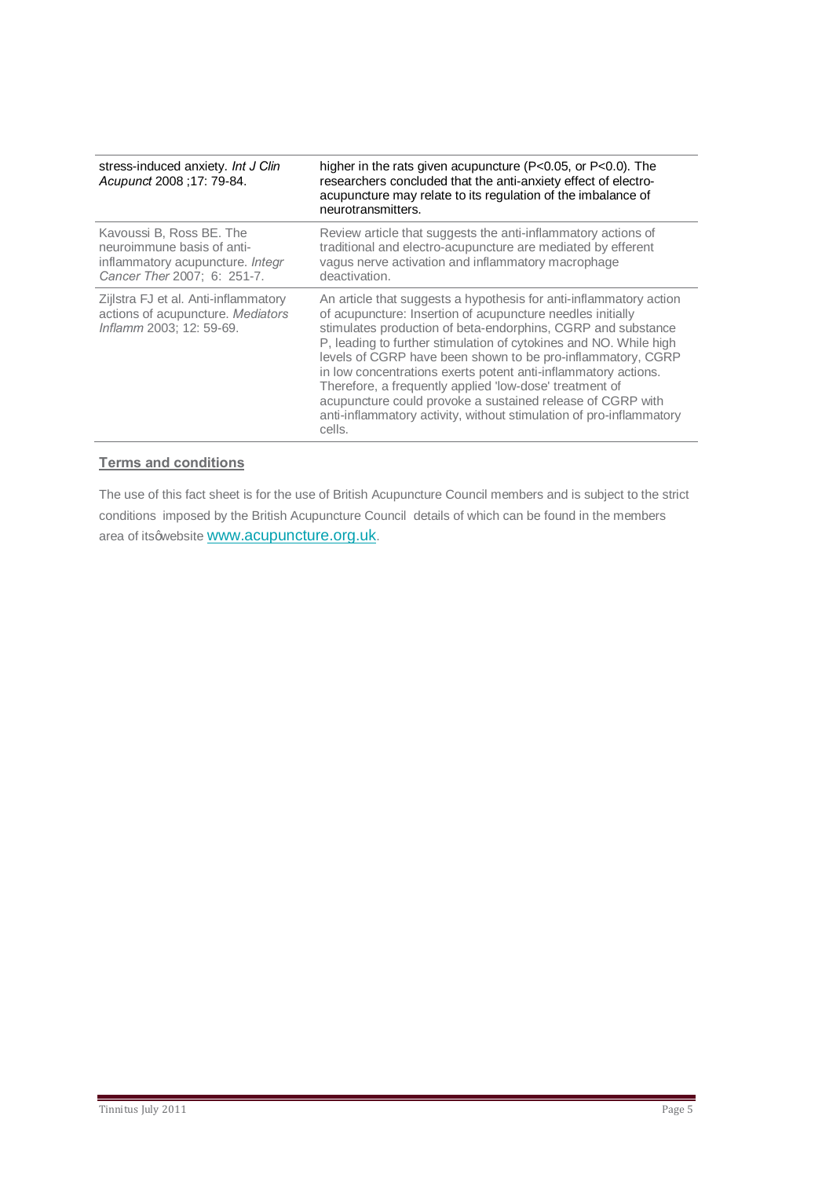| | |
|---|---|
| stress-induced anxiety. *Int J Clin Acupunct* 2008 ;17: 79-84. | higher in the rats given acupuncture (P<0.05, or P<0.0). The researchers concluded that the anti-anxiety effect of electro-acupuncture may relate to its regulation of the imbalance of neurotransmitters. |
| Kavoussi B, Ross BE. The neuroimmune basis of anti-inflammatory acupuncture. *Integr Cancer Ther* 2007; 6: 251-7. | Review article that suggests the anti-inflammatory actions of traditional and electro-acupuncture are mediated by efferent vagus nerve activation and inflammatory macrophage deactivation. |
| Zijlstra FJ et al. Anti-inflammatory actions of acupuncture. *Mediators Inflamm* 2003; 12: 59-69. | An article that suggests a hypothesis for anti-inflammatory action of acupuncture: Insertion of acupuncture needles initially stimulates production of beta-endorphins, CGRP and substance P, leading to further stimulation of cytokines and NO. While high levels of CGRP have been shown to be pro-inflammatory, CGRP in low concentrations exerts potent anti-inflammatory actions. Therefore, a frequently applied 'low-dose' treatment of acupuncture could provoke a sustained release of CGRP with anti-inflammatory activity, without stimulation of pro-inflammatory cells. |

**Terms and conditions**

The use of this fact sheet is for the use of British Acupuncture Council members and is subject to the strict conditions imposed by the British Acupuncture Council details of which can be found in the members area of its website www.acupuncture.org.uk.